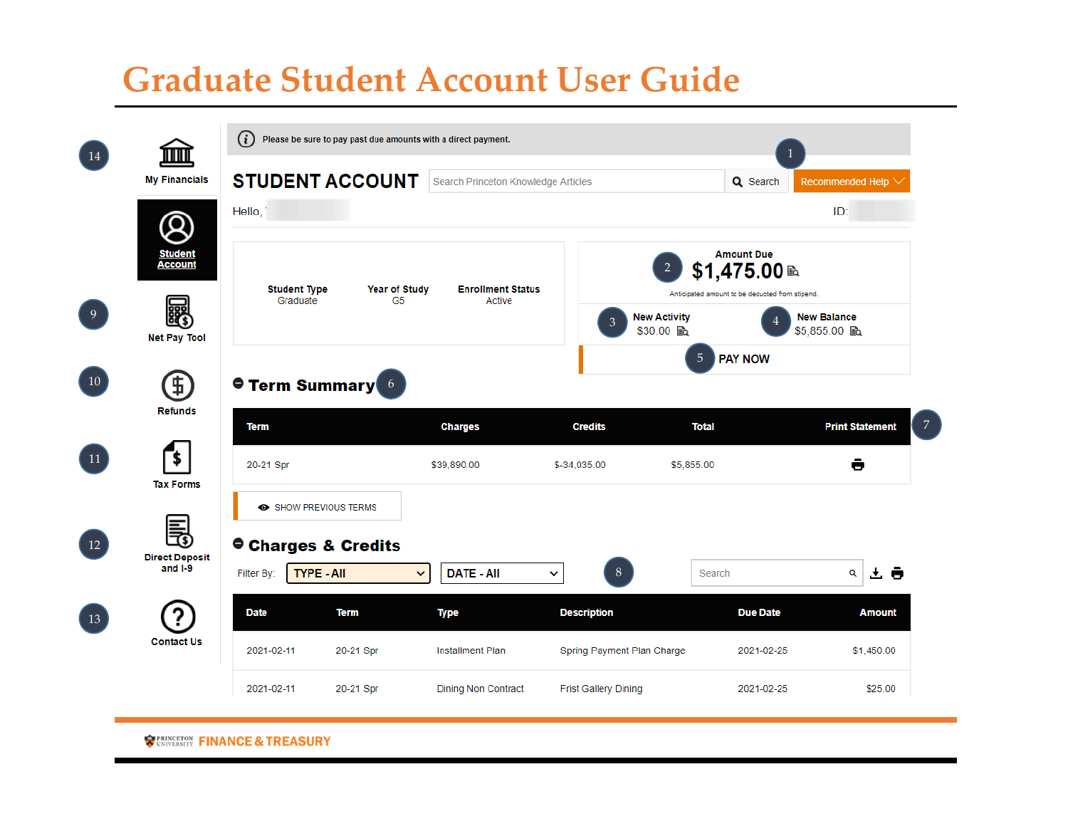# Graduate Student Account User Guide

14 My Financials

Student Account

9 Net Pay Tool

10 Refunds

11 Tax Forms

12 Direct Deposit and I-9

13 Contact Us

Please be sure to pay past due amounts with a direct payment.

## STUDENT ACCOUNT

Search Princeton Knowledge Articles | Search | 1 Recommended Help

Hello,

ID:

| Student Type | Year of Study | Enrollment Status |
|---|---|---|
| Graduate | G5 | Active |

2 **Amount Due** **$1,475.00**

Anticipated amount to be deducted from stipend.

3 **New Activity** $30.00

4 **New Balance** $5,855.00

5 **PAY NOW**

## Term Summary 6

| Term | Charges | Credits | Total | Print Statement 7 |
|---|---|---|---|---|
| 20-21 Spr | $39,890.00 | $-34,035.00 | $5,855.00 | |

SHOW PREVIOUS TERMS

## Charges & Credits

Filter By: TYPE - All | DATE - All 8 | Search

| Date | Term | Type | Description | Due Date | Amount |
|---|---|---|---|---|---|
| 2021-02-11 | 20-21 Spr | Installment Plan | Spring Payment Plan Charge | 2021-02-25 | $1,450.00 |
| 2021-02-11 | 20-21 Spr | Dining Non Contract | Frist Gallery Dining | 2021-02-25 | $25.00 |

PRINCETON UNIVERSITY FINANCE & TREASURY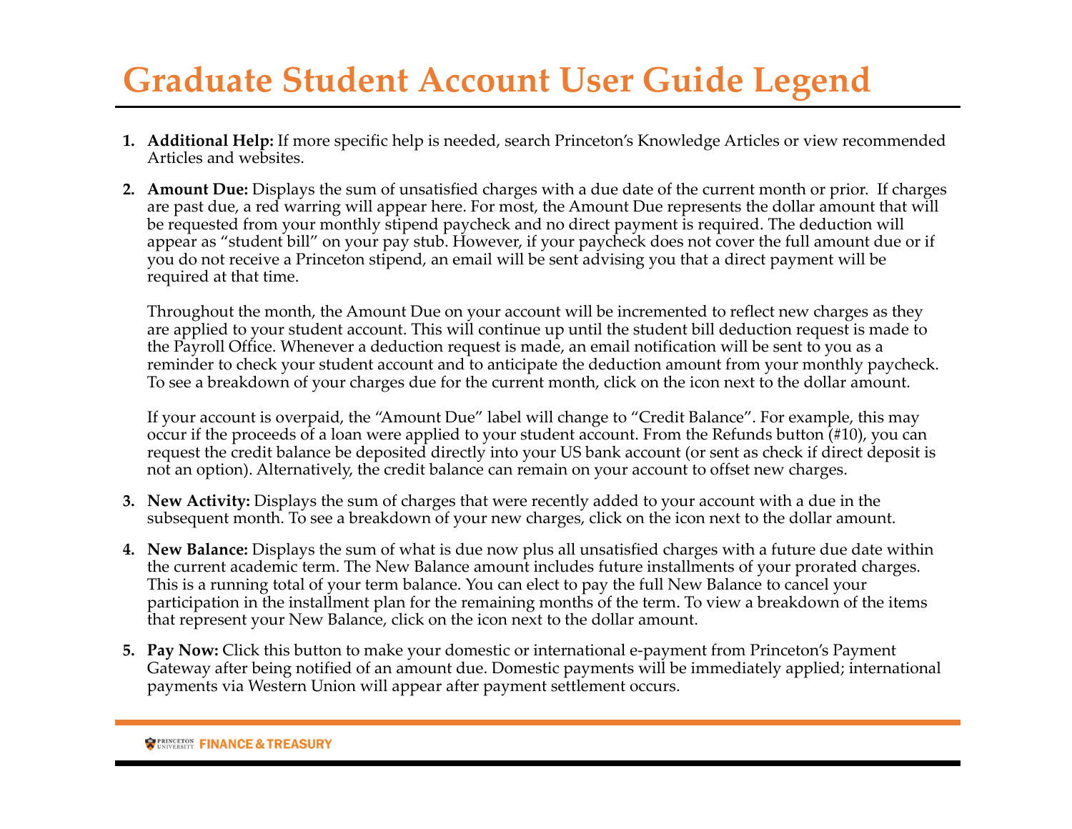# Graduate Student Account User Guide Legend

1. **Additional Help:** If more specific help is needed, search Princeton's Knowledge Articles or view recommended Articles and websites.

2. **Amount Due:** Displays the sum of unsatisfied charges with a due date of the current month or prior. If charges are past due, a red warring will appear here. For most, the Amount Due represents the dollar amount that will be requested from your monthly stipend paycheck and no direct payment is required. The deduction will appear as "student bill" on your pay stub. However, if your paycheck does not cover the full amount due or if you do not receive a Princeton stipend, an email will be sent advising you that a direct payment will be required at that time.

   Throughout the month, the Amount Due on your account will be incremented to reflect new charges as they are applied to your student account. This will continue up until the student bill deduction request is made to the Payroll Office. Whenever a deduction request is made, an email notification will be sent to you as a reminder to check your student account and to anticipate the deduction amount from your monthly paycheck. To see a breakdown of your charges due for the current month, click on the icon next to the dollar amount.

   If your account is overpaid, the "Amount Due" label will change to "Credit Balance". For example, this may occur if the proceeds of a loan were applied to your student account. From the Refunds button (#10), you can request the credit balance be deposited directly into your US bank account (or sent as check if direct deposit is not an option). Alternatively, the credit balance can remain on your account to offset new charges.

3. **New Activity:** Displays the sum of charges that were recently added to your account with a due in the subsequent month. To see a breakdown of your new charges, click on the icon next to the dollar amount.

4. **New Balance:** Displays the sum of what is due now plus all unsatisfied charges with a future due date within the current academic term. The New Balance amount includes future installments of your prorated charges. This is a running total of your term balance. You can elect to pay the full New Balance to cancel your participation in the installment plan for the remaining months of the term. To view a breakdown of the items that represent your New Balance, click on the icon next to the dollar amount.

5. **Pay Now:** Click this button to make your domestic or international e-payment from Princeton's Payment Gateway after being notified of an amount due. Domestic payments will be immediately applied; international payments via Western Union will appear after payment settlement occurs.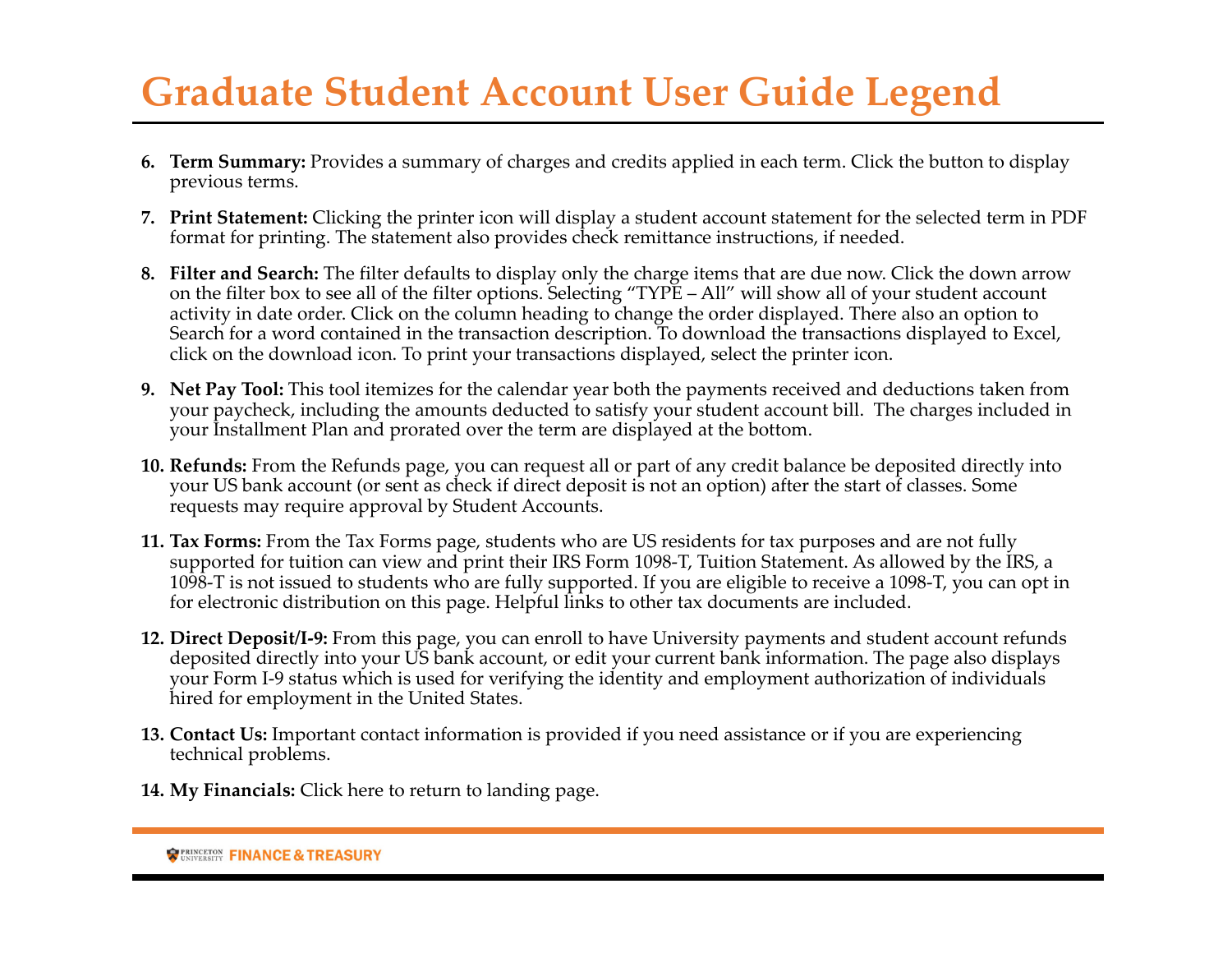# Graduate Student Account User Guide Legend

6. **Term Summary:** Provides a summary of charges and credits applied in each term. Click the button to display previous terms.

7. **Print Statement:** Clicking the printer icon will display a student account statement for the selected term in PDF format for printing. The statement also provides check remittance instructions, if needed.

8. **Filter and Search:** The filter defaults to display only the charge items that are due now. Click the down arrow on the filter box to see all of the filter options. Selecting "TYPE – All" will show all of your student account activity in date order. Click on the column heading to change the order displayed. There also an option to Search for a word contained in the transaction description. To download the transactions displayed to Excel, click on the download icon. To print your transactions displayed, select the printer icon.

9. **Net Pay Tool:** This tool itemizes for the calendar year both the payments received and deductions taken from your paycheck, including the amounts deducted to satisfy your student account bill. The charges included in your Installment Plan and prorated over the term are displayed at the bottom.

10. **Refunds:** From the Refunds page, you can request all or part of any credit balance be deposited directly into your US bank account (or sent as check if direct deposit is not an option) after the start of classes. Some requests may require approval by Student Accounts.

11. **Tax Forms:** From the Tax Forms page, students who are US residents for tax purposes and are not fully supported for tuition can view and print their IRS Form 1098-T, Tuition Statement. As allowed by the IRS, a 1098-T is not issued to students who are fully supported. If you are eligible to receive a 1098-T, you can opt in for electronic distribution on this page. Helpful links to other tax documents are included.

12. **Direct Deposit/I-9:** From this page, you can enroll to have University payments and student account refunds deposited directly into your US bank account, or edit your current bank information. The page also displays your Form I-9 status which is used for verifying the identity and employment authorization of individuals hired for employment in the United States.

13. **Contact Us:** Important contact information is provided if you need assistance or if you are experiencing technical problems.

14. **My Financials:** Click here to return to landing page.